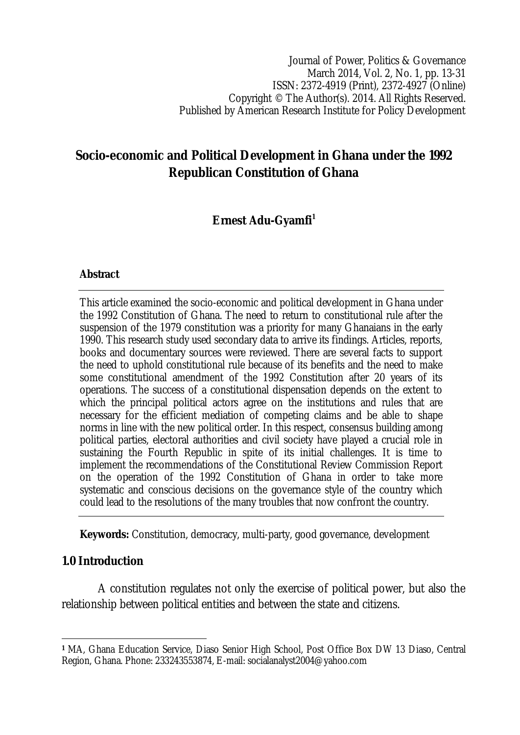Journal of Power, Politics & Governance
March 2014, Vol. 2, No. 1, pp. 13-31
ISSN: 2372-4919 (Print), 2372-4927 (Online)
Copyright © The Author(s). 2014. All Rights Reserved.
Published by American Research Institute for Policy Development

# Socio-economic and Political Development in Ghana under the 1992 Republican Constitution of Ghana

**Ernest Adu-Gyamfi**[1]

## Abstract

This article examined the socio-economic and political development in Ghana under the 1992 Constitution of Ghana. The need to return to constitutional rule after the suspension of the 1979 constitution was a priority for many Ghanaians in the early 1990. This research study used secondary data to arrive its findings. Articles, reports, books and documentary sources were reviewed. There are several facts to support the need to uphold constitutional rule because of its benefits and the need to make some constitutional amendment of the 1992 Constitution after 20 years of its operations. The success of a constitutional dispensation depends on the extent to which the principal political actors agree on the institutions and rules that are necessary for the efficient mediation of competing claims and be able to shape norms in line with the new political order. In this respect, consensus building among political parties, electoral authorities and civil society have played a crucial role in sustaining the Fourth Republic in spite of its initial challenges. It is time to implement the recommendations of the Constitutional Review Commission Report on the operation of the 1992 Constitution of Ghana in order to take more systematic and conscious decisions on the governance style of the country which could lead to the resolutions of the many troubles that now confront the country.

**Keywords:** Constitution, democracy, multi-party, good governance, development

## 1.0 Introduction

A constitution regulates not only the exercise of political power, but also the relationship between political entities and between the state and citizens.

---

[1] MA, Ghana Education Service, Diaso Senior High School, Post Office Box DW 13 Diaso, Central Region, Ghana. Phone: 233243553874, E-mail: socialanalyst2004@yahoo.com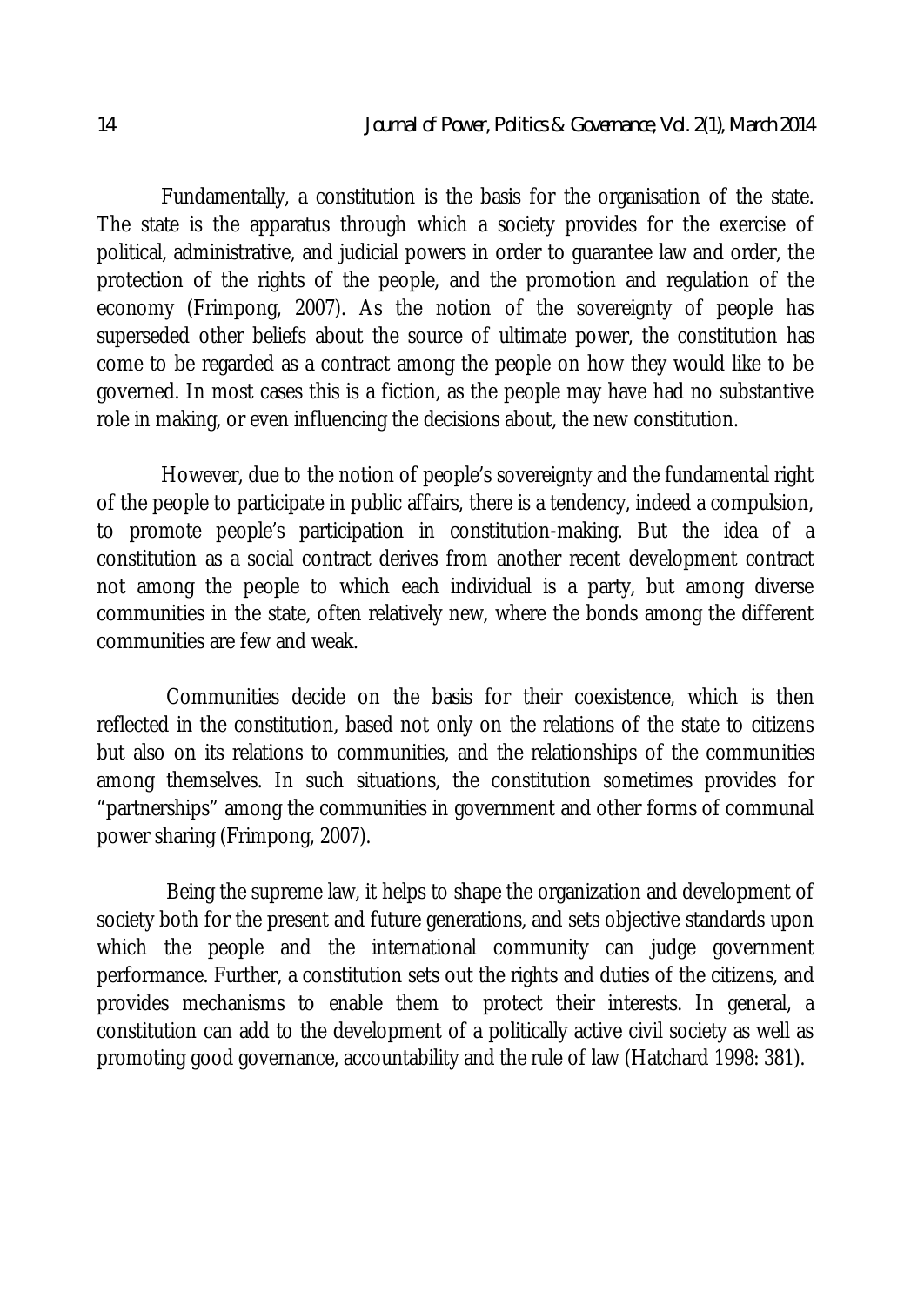Fundamentally, a constitution is the basis for the organisation of the state. The state is the apparatus through which a society provides for the exercise of political, administrative, and judicial powers in order to guarantee law and order, the protection of the rights of the people, and the promotion and regulation of the economy (Frimpong, 2007). As the notion of the sovereignty of people has superseded other beliefs about the source of ultimate power, the constitution has come to be regarded as a contract among the people on how they would like to be governed. In most cases this is a fiction, as the people may have had no substantive role in making, or even influencing the decisions about, the new constitution.

However, due to the notion of people's sovereignty and the fundamental right of the people to participate in public affairs, there is a tendency, indeed a compulsion, to promote people's participation in constitution-making. But the idea of a constitution as a social contract derives from another recent development contract not among the people to which each individual is a party, but among diverse communities in the state, often relatively new, where the bonds among the different communities are few and weak.

Communities decide on the basis for their coexistence, which is then reflected in the constitution, based not only on the relations of the state to citizens but also on its relations to communities, and the relationships of the communities among themselves. In such situations, the constitution sometimes provides for "partnerships" among the communities in government and other forms of communal power sharing (Frimpong, 2007).

Being the supreme law, it helps to shape the organization and development of society both for the present and future generations, and sets objective standards upon which the people and the international community can judge government performance. Further, a constitution sets out the rights and duties of the citizens, and provides mechanisms to enable them to protect their interests. In general, a constitution can add to the development of a politically active civil society as well as promoting good governance, accountability and the rule of law (Hatchard 1998: 381).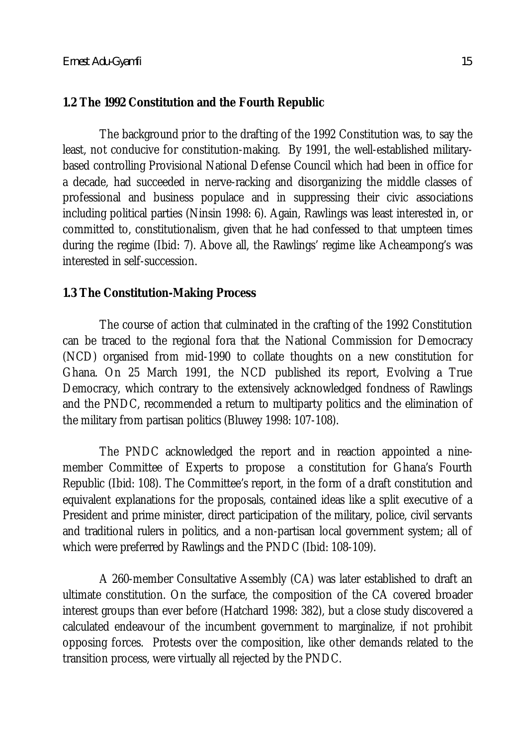### 1.2 The 1992 Constitution and the Fourth Republic

The background prior to the drafting of the 1992 Constitution was, to say the least, not conducive for constitution-making. By 1991, the well-established military-based controlling Provisional National Defense Council which had been in office for a decade, had succeeded in nerve-racking and disorganizing the middle classes of professional and business populace and in suppressing their civic associations including political parties (Ninsin 1998: 6). Again, Rawlings was least interested in, or committed to, constitutionalism, given that he had confessed to that umpteen times during the regime (Ibid: 7). Above all, the Rawlings' regime like Acheampong's was interested in self-succession.

### 1.3 The Constitution-Making Process

The course of action that culminated in the crafting of the 1992 Constitution can be traced to the regional fora that the National Commission for Democracy (NCD) organised from mid-1990 to collate thoughts on a new constitution for Ghana. On 25 March 1991, the NCD published its report, Evolving a True Democracy, which contrary to the extensively acknowledged fondness of Rawlings and the PNDC, recommended a return to multiparty politics and the elimination of the military from partisan politics (Bluwey 1998: 107-108).

The PNDC acknowledged the report and in reaction appointed a nine-member Committee of Experts to propose a constitution for Ghana's Fourth Republic (Ibid: 108). The Committee's report, in the form of a draft constitution and equivalent explanations for the proposals, contained ideas like a split executive of a President and prime minister, direct participation of the military, police, civil servants and traditional rulers in politics, and a non-partisan local government system; all of which were preferred by Rawlings and the PNDC (Ibid: 108-109).

A 260-member Consultative Assembly (CA) was later established to draft an ultimate constitution. On the surface, the composition of the CA covered broader interest groups than ever before (Hatchard 1998: 382), but a close study discovered a calculated endeavour of the incumbent government to marginalize, if not prohibit opposing forces. Protests over the composition, like other demands related to the transition process, were virtually all rejected by the PNDC.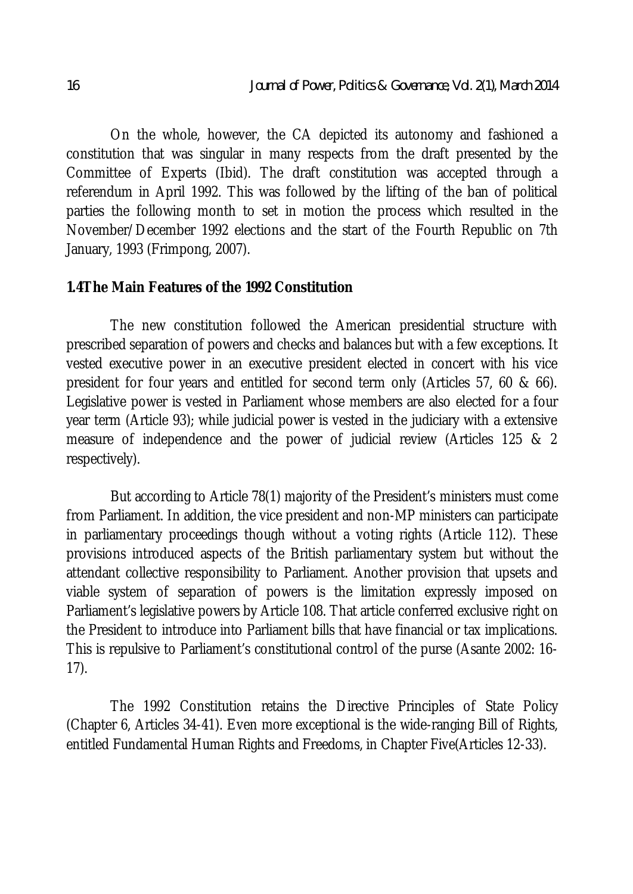On the whole, however, the CA depicted its autonomy and fashioned a constitution that was singular in many respects from the draft presented by the Committee of Experts (Ibid). The draft constitution was accepted through a referendum in April 1992. This was followed by the lifting of the ban of political parties the following month to set in motion the process which resulted in the November/December 1992 elections and the start of the Fourth Republic on 7th January, 1993 (Frimpong, 2007).

## 1.4The Main Features of the 1992 Constitution

The new constitution followed the American presidential structure with prescribed separation of powers and checks and balances but with a few exceptions. It vested executive power in an executive president elected in concert with his vice president for four years and entitled for second term only (Articles 57, 60 & 66). Legislative power is vested in Parliament whose members are also elected for a four year term (Article 93); while judicial power is vested in the judiciary with a extensive measure of independence and the power of judicial review (Articles 125 & 2 respectively).

But according to Article 78(1) majority of the President's ministers must come from Parliament. In addition, the vice president and non-MP ministers can participate in parliamentary proceedings though without a voting rights (Article 112). These provisions introduced aspects of the British parliamentary system but without the attendant collective responsibility to Parliament. Another provision that upsets and viable system of separation of powers is the limitation expressly imposed on Parliament's legislative powers by Article 108. That article conferred exclusive right on the President to introduce into Parliament bills that have financial or tax implications. This is repulsive to Parliament's constitutional control of the purse (Asante 2002: 16-17).

The 1992 Constitution retains the Directive Principles of State Policy (Chapter 6, Articles 34-41). Even more exceptional is the wide-ranging Bill of Rights, entitled Fundamental Human Rights and Freedoms, in Chapter Five(Articles 12-33).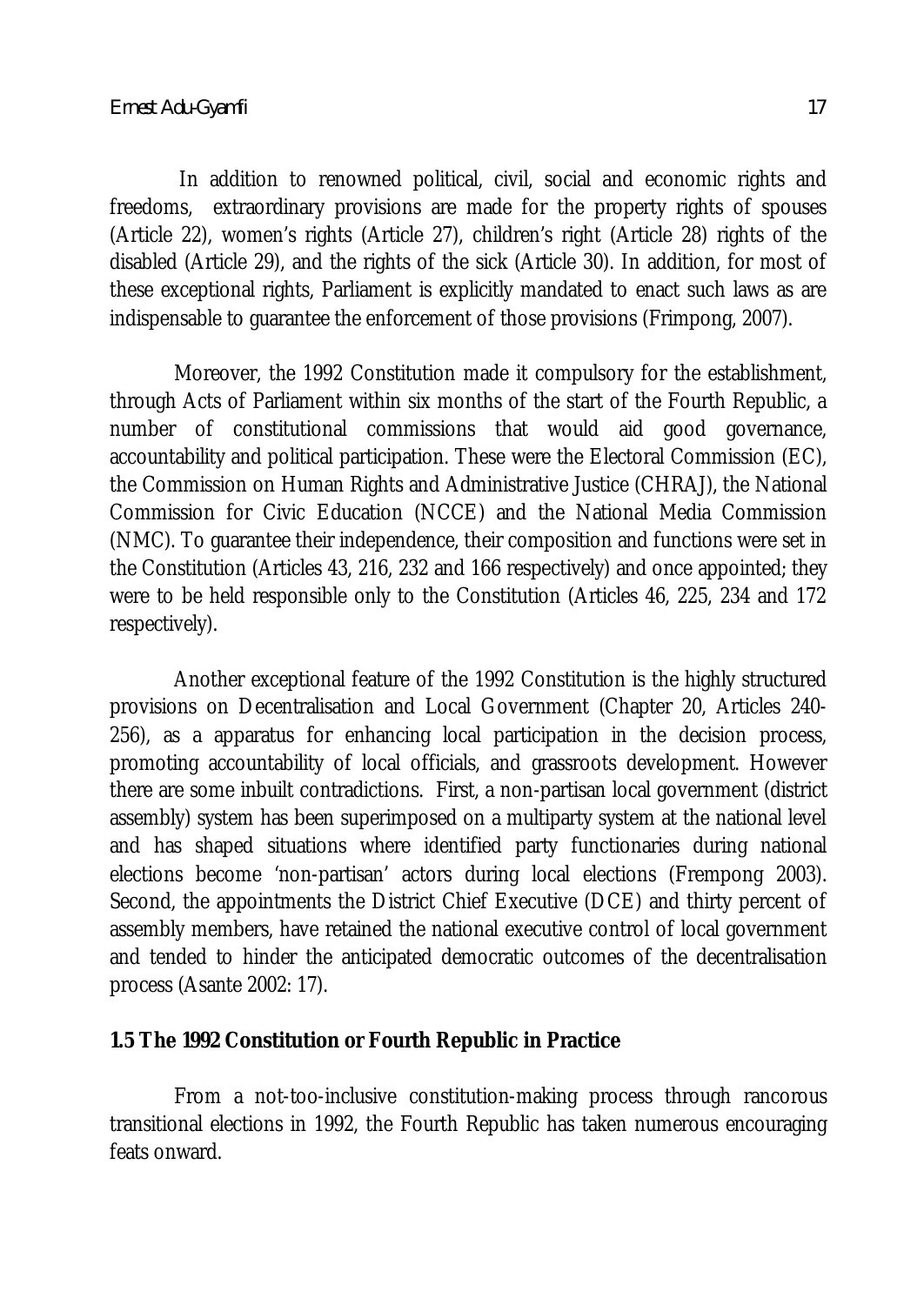In addition to renowned political, civil, social and economic rights and freedoms, extraordinary provisions are made for the property rights of spouses (Article 22), women's rights (Article 27), children's right (Article 28) rights of the disabled (Article 29), and the rights of the sick (Article 30). In addition, for most of these exceptional rights, Parliament is explicitly mandated to enact such laws as are indispensable to guarantee the enforcement of those provisions (Frimpong, 2007).

Moreover, the 1992 Constitution made it compulsory for the establishment, through Acts of Parliament within six months of the start of the Fourth Republic, a number of constitutional commissions that would aid good governance, accountability and political participation. These were the Electoral Commission (EC), the Commission on Human Rights and Administrative Justice (CHRAJ), the National Commission for Civic Education (NCCE) and the National Media Commission (NMC). To guarantee their independence, their composition and functions were set in the Constitution (Articles 43, 216, 232 and 166 respectively) and once appointed; they were to be held responsible only to the Constitution (Articles 46, 225, 234 and 172 respectively).

Another exceptional feature of the 1992 Constitution is the highly structured provisions on Decentralisation and Local Government (Chapter 20, Articles 240-256), as a apparatus for enhancing local participation in the decision process, promoting accountability of local officials, and grassroots development. However there are some inbuilt contradictions. First, a non-partisan local government (district assembly) system has been superimposed on a multiparty system at the national level and has shaped situations where identified party functionaries during national elections become 'non-partisan' actors during local elections (Frempong 2003). Second, the appointments the District Chief Executive (DCE) and thirty percent of assembly members, have retained the national executive control of local government and tended to hinder the anticipated democratic outcomes of the decentralisation process (Asante 2002: 17).

## 1.5 The 1992 Constitution or Fourth Republic in Practice

From a not-too-inclusive constitution-making process through rancorous transitional elections in 1992, the Fourth Republic has taken numerous encouraging feats onward.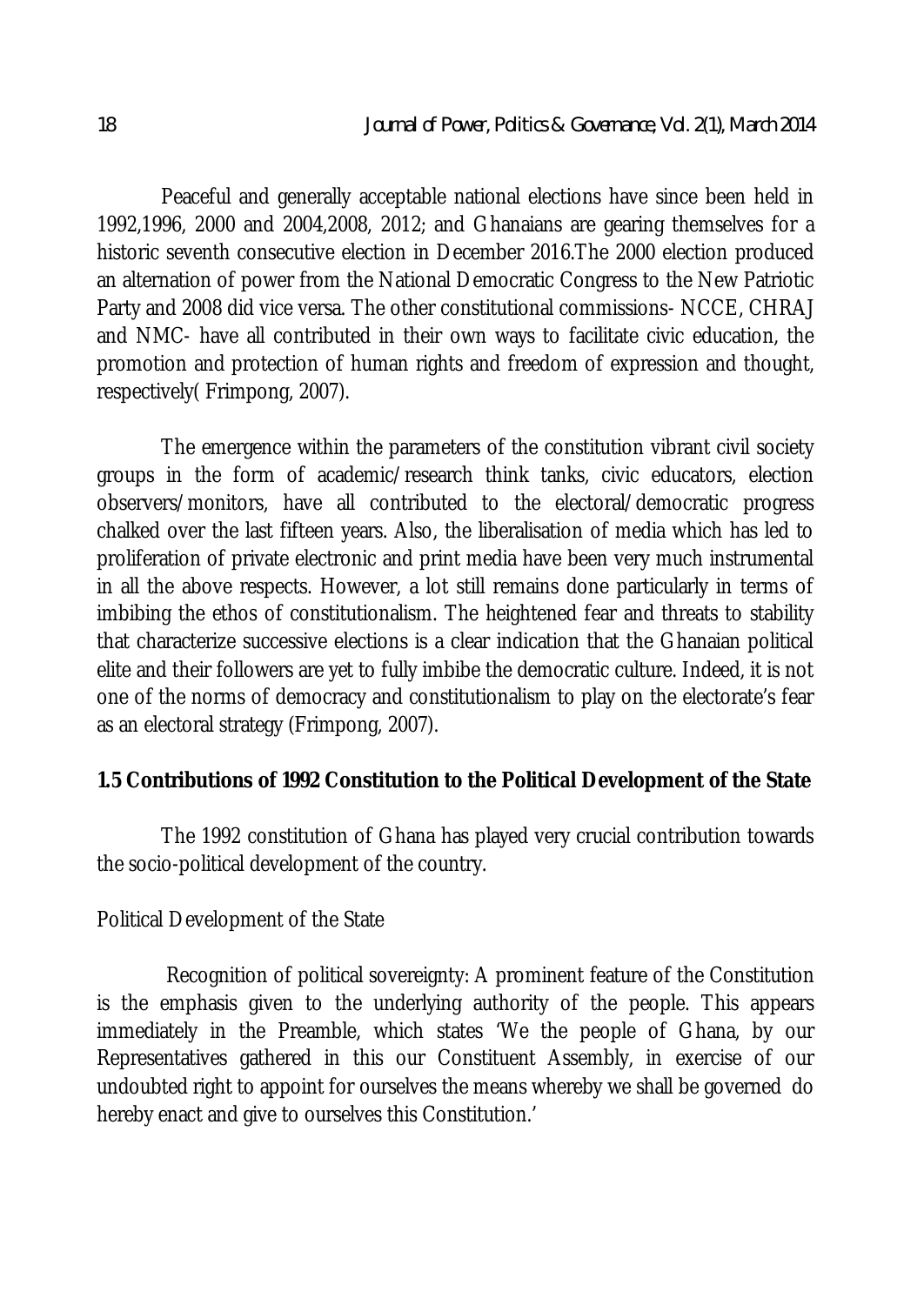Peaceful and generally acceptable national elections have since been held in 1992,1996, 2000 and 2004,2008, 2012; and Ghanaians are gearing themselves for a historic seventh consecutive election in December 2016.The 2000 election produced an alternation of power from the National Democratic Congress to the New Patriotic Party and 2008 did vice versa. The other constitutional commissions- NCCE, CHRAJ and NMC- have all contributed in their own ways to facilitate civic education, the promotion and protection of human rights and freedom of expression and thought, respectively( Frimpong, 2007).

The emergence within the parameters of the constitution vibrant civil society groups in the form of academic/research think tanks, civic educators, election observers/monitors, have all contributed to the electoral/democratic progress chalked over the last fifteen years. Also, the liberalisation of media which has led to proliferation of private electronic and print media have been very much instrumental in all the above respects. However, a lot still remains done particularly in terms of imbibing the ethos of constitutionalism. The heightened fear and threats to stability that characterize successive elections is a clear indication that the Ghanaian political elite and their followers are yet to fully imbibe the democratic culture. Indeed, it is not one of the norms of democracy and constitutionalism to play on the electorate's fear as an electoral strategy (Frimpong, 2007).

### 1.5 Contributions of 1992 Constitution to the Political Development of the State

The 1992 constitution of Ghana has played very crucial contribution towards the socio-political development of the country.

Political Development of the State

Recognition of political sovereignty: A prominent feature of the Constitution is the emphasis given to the underlying authority of the people. This appears immediately in the Preamble, which states 'We the people of Ghana, by our Representatives gathered in this our Constituent Assembly, in exercise of our undoubted right to appoint for ourselves the means whereby we shall be governed do hereby enact and give to ourselves this Constitution.'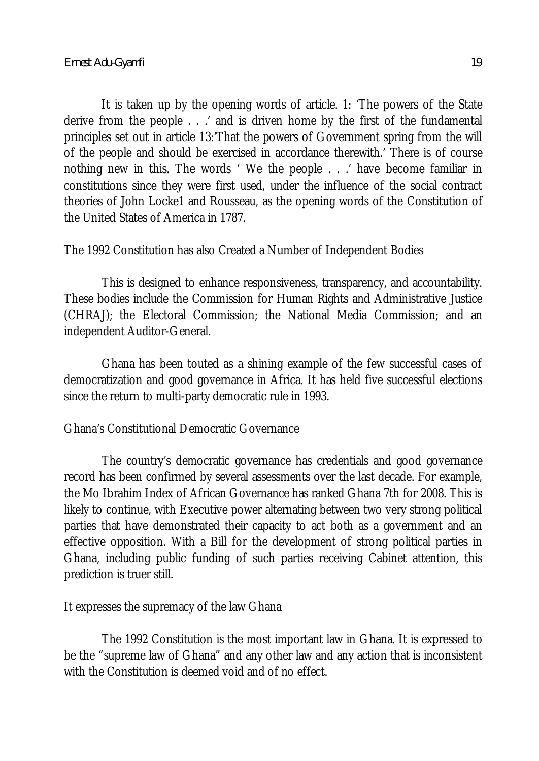It is taken up by the opening words of article. 1: 'The powers of the State derive from the people . . .' and is driven home by the first of the fundamental principles set out in article 13:'That the powers of Government spring from the will of the people and should be exercised in accordance therewith.' There is of course nothing new in this. The words ' We the people . . .' have become familiar in constitutions since they were first used, under the influence of the social contract theories of John Locke[1] and Rousseau, as the opening words of the Constitution of the United States of America in 1787.

## The 1992 Constitution has also Created a Number of Independent Bodies

This is designed to enhance responsiveness, transparency, and accountability. These bodies include the Commission for Human Rights and Administrative Justice (CHRAJ); the Electoral Commission; the National Media Commission; and an independent Auditor-General.

Ghana has been touted as a shining example of the few successful cases of democratization and good governance in Africa. It has held five successful elections since the return to multi-party democratic rule in 1993.

## Ghana's Constitutional Democratic Governance

The country's democratic governance has credentials and good governance record has been confirmed by several assessments over the last decade. For example, the Mo Ibrahim Index of African Governance has ranked Ghana 7th for 2008. This is likely to continue, with Executive power alternating between two very strong political parties that have demonstrated their capacity to act both as a government and an effective opposition. With a Bill for the development of strong political parties in Ghana, including public funding of such parties receiving Cabinet attention, this prediction is truer still.

## It expresses the supremacy of the law Ghana

The 1992 Constitution is the most important law in Ghana. It is expressed to be the "supreme law of Ghana" and any other law and any action that is inconsistent with the Constitution is deemed void and of no effect.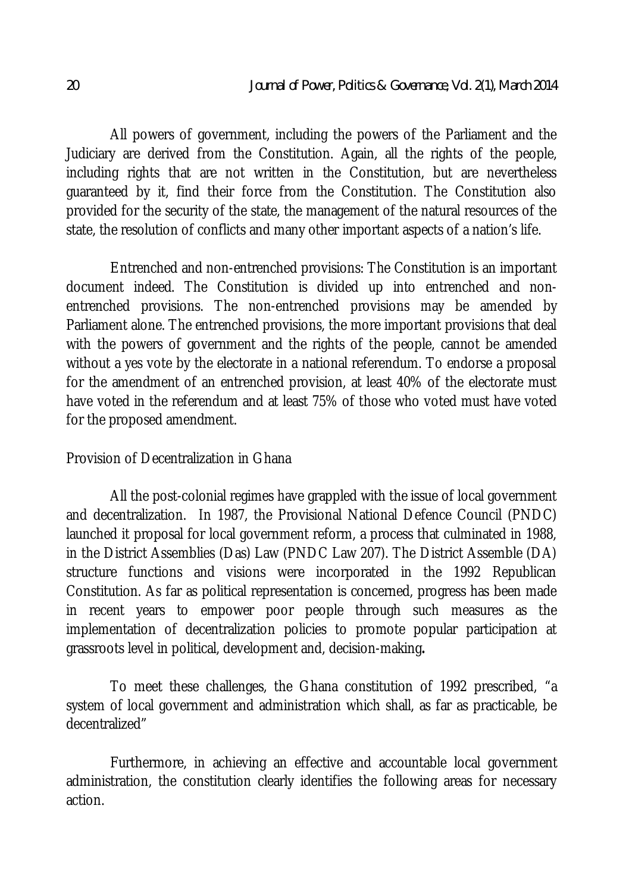All powers of government, including the powers of the Parliament and the Judiciary are derived from the Constitution. Again, all the rights of the people, including rights that are not written in the Constitution, but are nevertheless guaranteed by it, find their force from the Constitution. The Constitution also provided for the security of the state, the management of the natural resources of the state, the resolution of conflicts and many other important aspects of a nation's life.

Entrenched and non-entrenched provisions: The Constitution is an important document indeed. The Constitution is divided up into entrenched and non-entrenched provisions. The non-entrenched provisions may be amended by Parliament alone. The entrenched provisions, the more important provisions that deal with the powers of government and the rights of the people, cannot be amended without a yes vote by the electorate in a national referendum. To endorse a proposal for the amendment of an entrenched provision, at least 40% of the electorate must have voted in the referendum and at least 75% of those who voted must have voted for the proposed amendment.

## Provision of Decentralization in Ghana

All the post-colonial regimes have grappled with the issue of local government and decentralization. In 1987, the Provisional National Defence Council (PNDC) launched it proposal for local government reform, a process that culminated in 1988, in the District Assemblies (Das) Law (PNDC Law 207). The District Assemble (DA) structure functions and visions were incorporated in the 1992 Republican Constitution. As far as political representation is concerned, progress has been made in recent years to empower poor people through such measures as the implementation of decentralization policies to promote popular participation at grassroots level in political, development and, decision-making.

To meet these challenges, the Ghana constitution of 1992 prescribed, "a system of local government and administration which shall, as far as practicable, be decentralized"

Furthermore, in achieving an effective and accountable local government administration, the constitution clearly identifies the following areas for necessary action.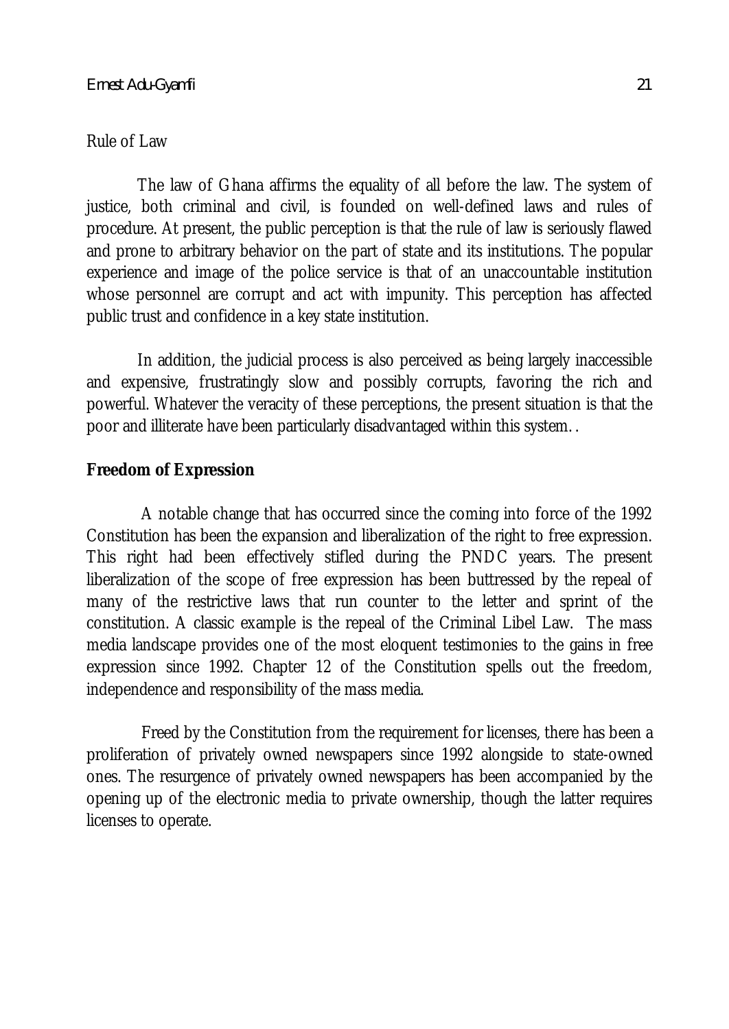Rule of Law

The law of Ghana affirms the equality of all before the law. The system of justice, both criminal and civil, is founded on well-defined laws and rules of procedure. At present, the public perception is that the rule of law is seriously flawed and prone to arbitrary behavior on the part of state and its institutions. The popular experience and image of the police service is that of an unaccountable institution whose personnel are corrupt and act with impunity. This perception has affected public trust and confidence in a key state institution.

In addition, the judicial process is also perceived as being largely inaccessible and expensive, frustratingly slow and possibly corrupts, favoring the rich and powerful. Whatever the veracity of these perceptions, the present situation is that the poor and illiterate have been particularly disadvantaged within this system. .

**Freedom of Expression**

A notable change that has occurred since the coming into force of the 1992 Constitution has been the expansion and liberalization of the right to free expression. This right had been effectively stifled during the PNDC years. The present liberalization of the scope of free expression has been buttressed by the repeal of many of the restrictive laws that run counter to the letter and sprint of the constitution. A classic example is the repeal of the Criminal Libel Law. The mass media landscape provides one of the most eloquent testimonies to the gains in free expression since 1992. Chapter 12 of the Constitution spells out the freedom, independence and responsibility of the mass media.

Freed by the Constitution from the requirement for licenses, there has been a proliferation of privately owned newspapers since 1992 alongside to state-owned ones. The resurgence of privately owned newspapers has been accompanied by the opening up of the electronic media to private ownership, though the latter requires licenses to operate.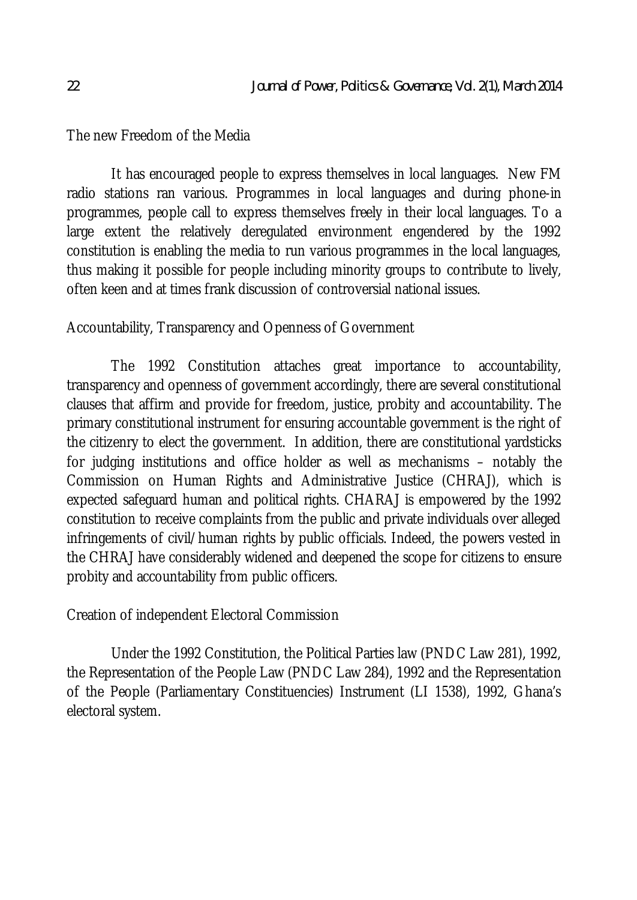### The new Freedom of the Media

It has encouraged people to express themselves in local languages. New FM radio stations ran various. Programmes in local languages and during phone-in programmes, people call to express themselves freely in their local languages. To a large extent the relatively deregulated environment engendered by the 1992 constitution is enabling the media to run various programmes in the local languages, thus making it possible for people including minority groups to contribute to lively, often keen and at times frank discussion of controversial national issues.

### Accountability, Transparency and Openness of Government

The 1992 Constitution attaches great importance to accountability, transparency and openness of government accordingly, there are several constitutional clauses that affirm and provide for freedom, justice, probity and accountability. The primary constitutional instrument for ensuring accountable government is the right of the citizenry to elect the government. In addition, there are constitutional yardsticks for judging institutions and office holder as well as mechanisms – notably the Commission on Human Rights and Administrative Justice (CHRAJ), which is expected safeguard human and political rights. CHARAJ is empowered by the 1992 constitution to receive complaints from the public and private individuals over alleged infringements of civil/human rights by public officials. Indeed, the powers vested in the CHRAJ have considerably widened and deepened the scope for citizens to ensure probity and accountability from public officers.

### Creation of independent Electoral Commission

Under the 1992 Constitution, the Political Parties law (PNDC Law 281), 1992, the Representation of the People Law (PNDC Law 284), 1992 and the Representation of the People (Parliamentary Constituencies) Instrument (LI 1538), 1992, Ghana's electoral system.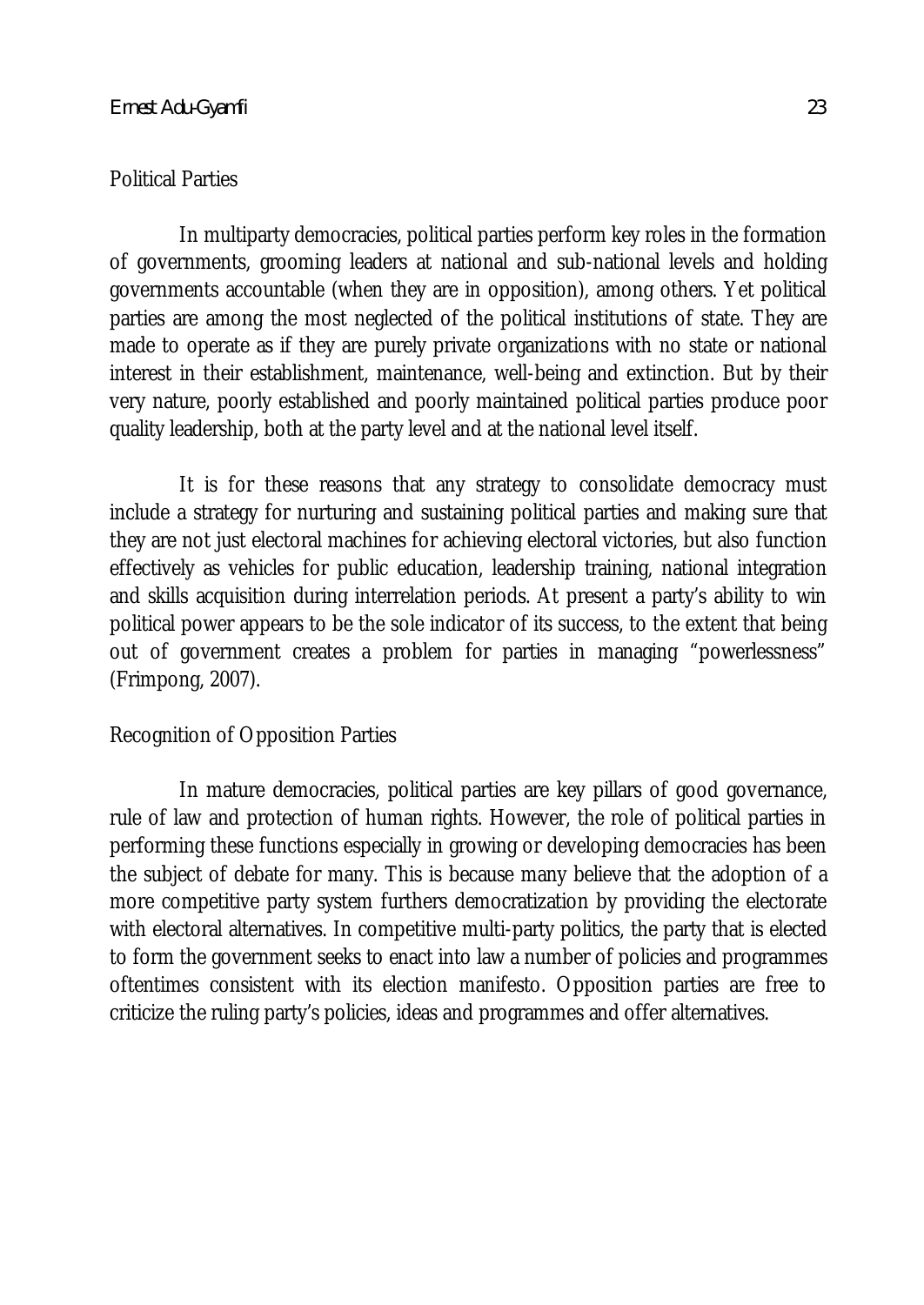## Political Parties

In multiparty democracies, political parties perform key roles in the formation of governments, grooming leaders at national and sub-national levels and holding governments accountable (when they are in opposition), among others. Yet political parties are among the most neglected of the political institutions of state. They are made to operate as if they are purely private organizations with no state or national interest in their establishment, maintenance, well-being and extinction. But by their very nature, poorly established and poorly maintained political parties produce poor quality leadership, both at the party level and at the national level itself.

It is for these reasons that any strategy to consolidate democracy must include a strategy for nurturing and sustaining political parties and making sure that they are not just electoral machines for achieving electoral victories, but also function effectively as vehicles for public education, leadership training, national integration and skills acquisition during interrelation periods. At present a party's ability to win political power appears to be the sole indicator of its success, to the extent that being out of government creates a problem for parties in managing "powerlessness" (Frimpong, 2007).

## Recognition of Opposition Parties

In mature democracies, political parties are key pillars of good governance, rule of law and protection of human rights. However, the role of political parties in performing these functions especially in growing or developing democracies has been the subject of debate for many. This is because many believe that the adoption of a more competitive party system furthers democratization by providing the electorate with electoral alternatives. In competitive multi-party politics, the party that is elected to form the government seeks to enact into law a number of policies and programmes oftentimes consistent with its election manifesto. Opposition parties are free to criticize the ruling party's policies, ideas and programmes and offer alternatives.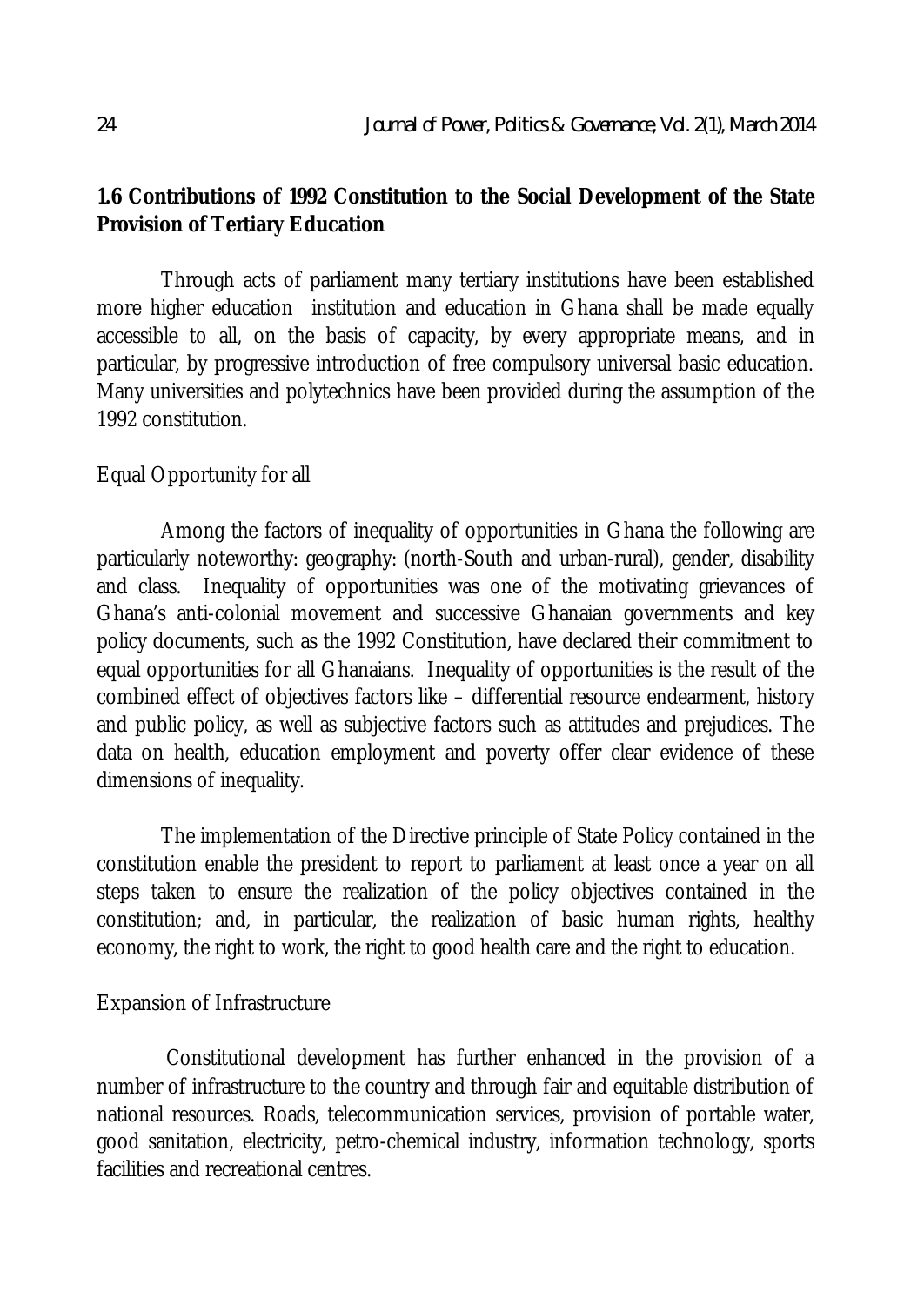**1.6 Contributions of 1992 Constitution to the Social Development of the State Provision of Tertiary Education**

Through acts of parliament many tertiary institutions have been established more higher education institution and education in Ghana shall be made equally accessible to all, on the basis of capacity, by every appropriate means, and in particular, by progressive introduction of free compulsory universal basic education. Many universities and polytechnics have been provided during the assumption of the 1992 constitution.

Equal Opportunity for all

Among the factors of inequality of opportunities in Ghana the following are particularly noteworthy: geography: (north-South and urban-rural), gender, disability and class. Inequality of opportunities was one of the motivating grievances of Ghana's anti-colonial movement and successive Ghanaian governments and key policy documents, such as the 1992 Constitution, have declared their commitment to equal opportunities for all Ghanaians. Inequality of opportunities is the result of the combined effect of objectives factors like – differential resource endearment, history and public policy, as well as subjective factors such as attitudes and prejudices. The data on health, education employment and poverty offer clear evidence of these dimensions of inequality.

The implementation of the Directive principle of State Policy contained in the constitution enable the president to report to parliament at least once a year on all steps taken to ensure the realization of the policy objectives contained in the constitution; and, in particular, the realization of basic human rights, healthy economy, the right to work, the right to good health care and the right to education.

Expansion of Infrastructure

Constitutional development has further enhanced in the provision of a number of infrastructure to the country and through fair and equitable distribution of national resources. Roads, telecommunication services, provision of portable water, good sanitation, electricity, petro-chemical industry, information technology, sports facilities and recreational centres.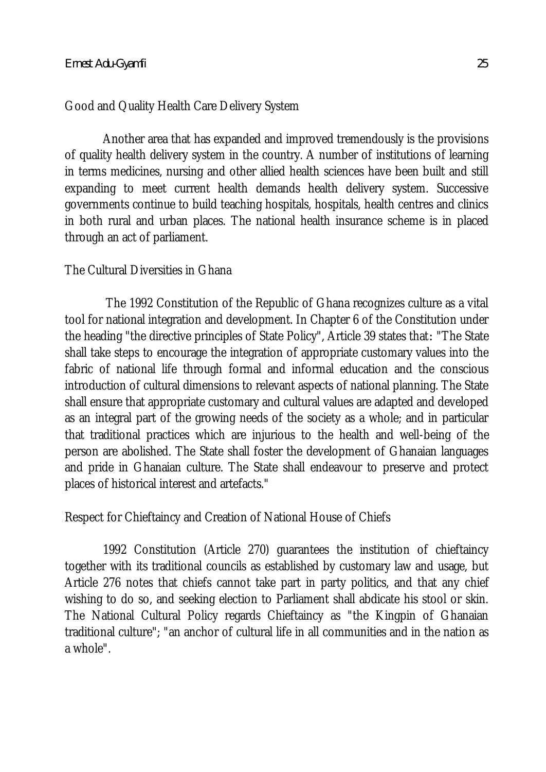## Good and Quality Health Care Delivery System

Another area that has expanded and improved tremendously is the provisions of quality health delivery system in the country. A number of institutions of learning in terms medicines, nursing and other allied health sciences have been built and still expanding to meet current health demands health delivery system. Successive governments continue to build teaching hospitals, hospitals, health centres and clinics in both rural and urban places. The national health insurance scheme is in placed through an act of parliament.

## The Cultural Diversities in Ghana

The 1992 Constitution of the Republic of Ghana recognizes culture as a vital tool for national integration and development. In Chapter 6 of the Constitution under the heading "the directive principles of State Policy", Article 39 states that: "The State shall take steps to encourage the integration of appropriate customary values into the fabric of national life through formal and informal education and the conscious introduction of cultural dimensions to relevant aspects of national planning. The State shall ensure that appropriate customary and cultural values are adapted and developed as an integral part of the growing needs of the society as a whole; and in particular that traditional practices which are injurious to the health and well-being of the person are abolished. The State shall foster the development of Ghanaian languages and pride in Ghanaian culture. The State shall endeavour to preserve and protect places of historical interest and artefacts."

## Respect for Chieftaincy and Creation of National House of Chiefs

1992 Constitution (Article 270) guarantees the institution of chieftaincy together with its traditional councils as established by customary law and usage, but Article 276 notes that chiefs cannot take part in party politics, and that any chief wishing to do so, and seeking election to Parliament shall abdicate his stool or skin. The National Cultural Policy regards Chieftaincy as "the Kingpin of Ghanaian traditional culture"; "an anchor of cultural life in all communities and in the nation as a whole".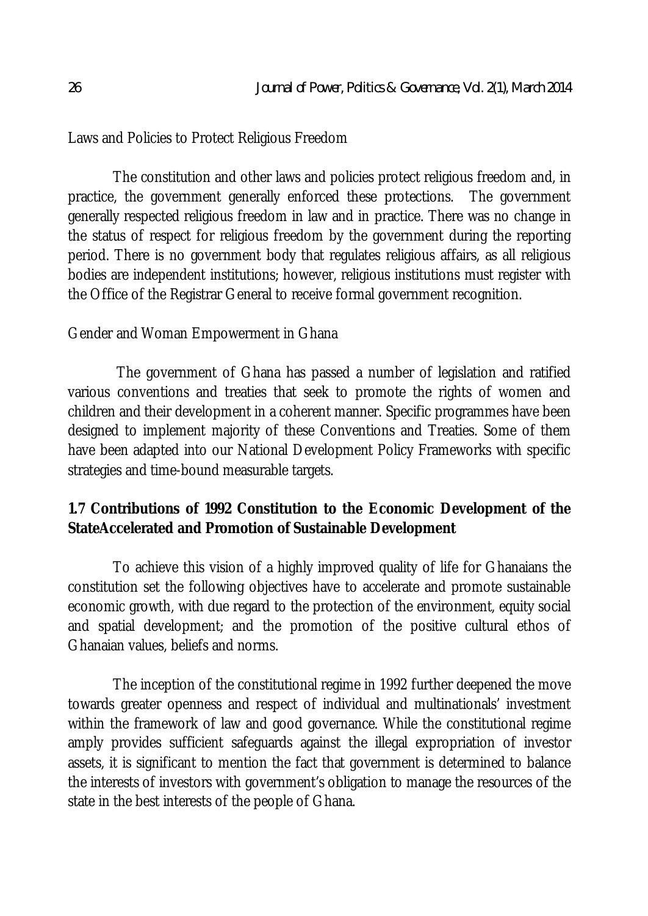Laws and Policies to Protect Religious Freedom

The constitution and other laws and policies protect religious freedom and, in practice, the government generally enforced these protections. The government generally respected religious freedom in law and in practice. There was no change in the status of respect for religious freedom by the government during the reporting period. There is no government body that regulates religious affairs, as all religious bodies are independent institutions; however, religious institutions must register with the Office of the Registrar General to receive formal government recognition.

Gender and Woman Empowerment in Ghana

The government of Ghana has passed a number of legislation and ratified various conventions and treaties that seek to promote the rights of women and children and their development in a coherent manner. Specific programmes have been designed to implement majority of these Conventions and Treaties. Some of them have been adapted into our National Development Policy Frameworks with specific strategies and time-bound measurable targets.

**1.7 Contributions of 1992 Constitution to the Economic Development of the StateAccelerated and Promotion of Sustainable Development**

To achieve this vision of a highly improved quality of life for Ghanaians the constitution set the following objectives have to accelerate and promote sustainable economic growth, with due regard to the protection of the environment, equity social and spatial development; and the promotion of the positive cultural ethos of Ghanaian values, beliefs and norms.

The inception of the constitutional regime in 1992 further deepened the move towards greater openness and respect of individual and multinationals' investment within the framework of law and good governance. While the constitutional regime amply provides sufficient safeguards against the illegal expropriation of investor assets, it is significant to mention the fact that government is determined to balance the interests of investors with government's obligation to manage the resources of the state in the best interests of the people of Ghana.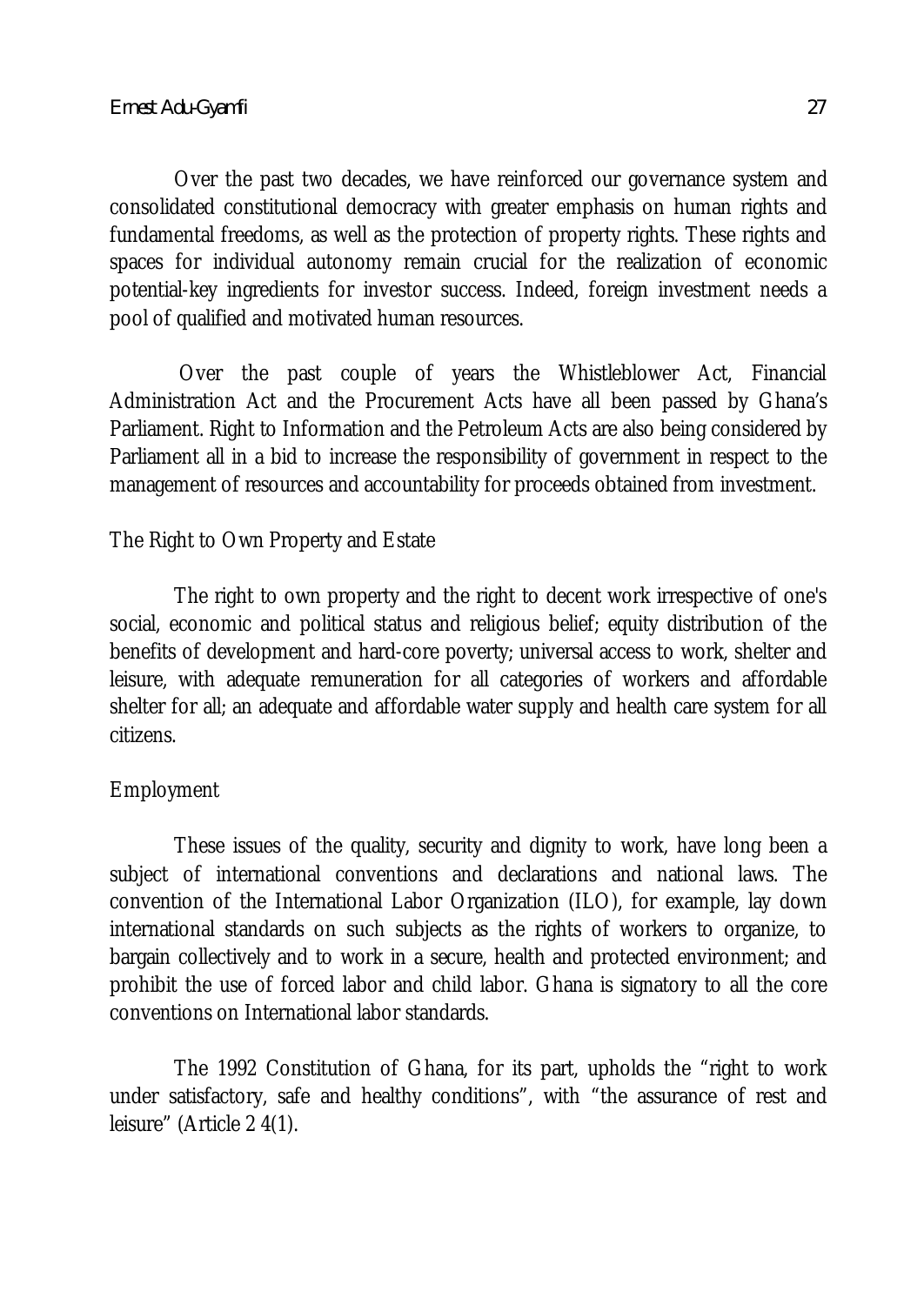Over the past two decades, we have reinforced our governance system and consolidated constitutional democracy with greater emphasis on human rights and fundamental freedoms, as well as the protection of property rights. These rights and spaces for individual autonomy remain crucial for the realization of economic potential-key ingredients for investor success. Indeed, foreign investment needs a pool of qualified and motivated human resources.

Over the past couple of years the Whistleblower Act, Financial Administration Act and the Procurement Acts have all been passed by Ghana's Parliament. Right to Information and the Petroleum Acts are also being considered by Parliament all in a bid to increase the responsibility of government in respect to the management of resources and accountability for proceeds obtained from investment.

## The Right to Own Property and Estate

The right to own property and the right to decent work irrespective of one's social, economic and political status and religious belief; equity distribution of the benefits of development and hard-core poverty; universal access to work, shelter and leisure, with adequate remuneration for all categories of workers and affordable shelter for all; an adequate and affordable water supply and health care system for all citizens.

## Employment

These issues of the quality, security and dignity to work, have long been a subject of international conventions and declarations and national laws. The convention of the International Labor Organization (ILO), for example, lay down international standards on such subjects as the rights of workers to organize, to bargain collectively and to work in a secure, health and protected environment; and prohibit the use of forced labor and child labor. Ghana is signatory to all the core conventions on International labor standards.

The 1992 Constitution of Ghana, for its part, upholds the "right to work under satisfactory, safe and healthy conditions", with "the assurance of rest and leisure" (Article 2 4(1).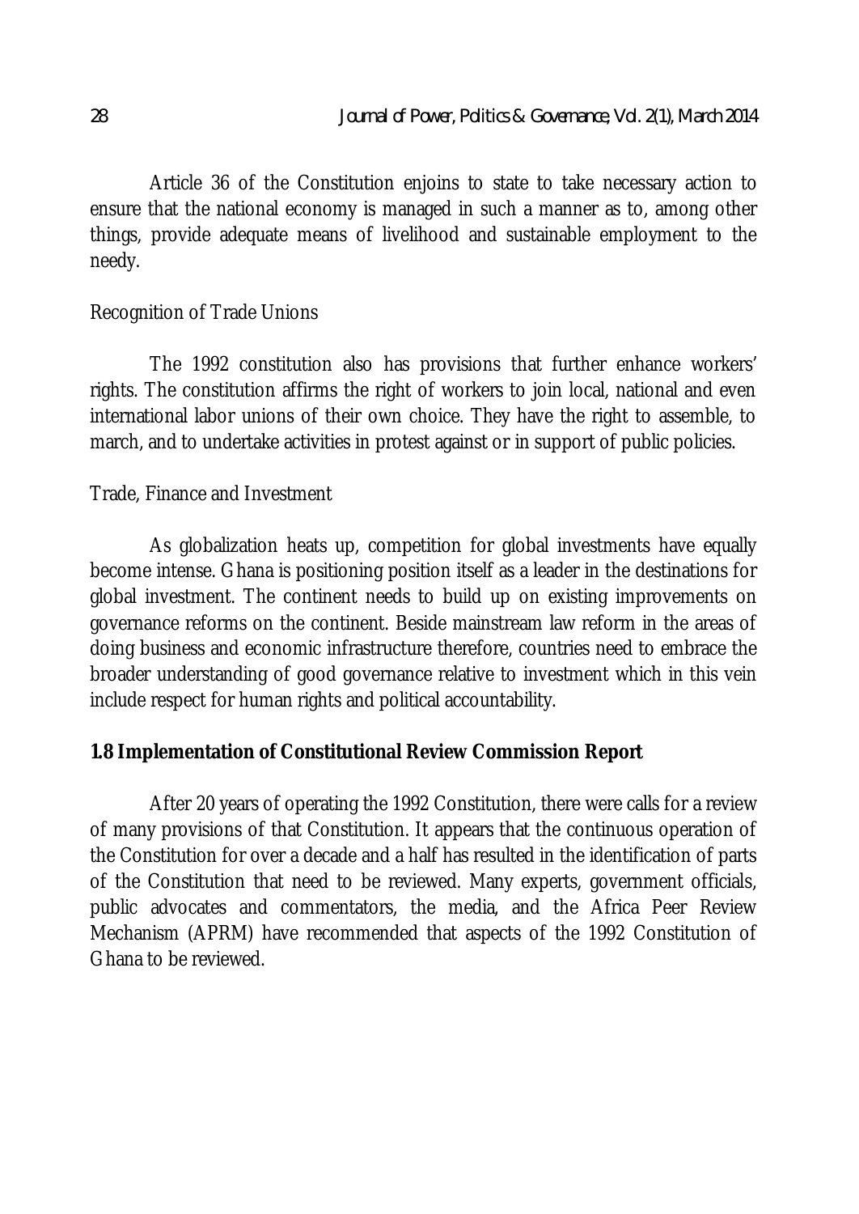Article 36 of the Constitution enjoins to state to take necessary action to ensure that the national economy is managed in such a manner as to, among other things, provide adequate means of livelihood and sustainable employment to the needy.

Recognition of Trade Unions

The 1992 constitution also has provisions that further enhance workers' rights. The constitution affirms the right of workers to join local, national and even international labor unions of their own choice. They have the right to assemble, to march, and to undertake activities in protest against or in support of public policies.

Trade, Finance and Investment

As globalization heats up, competition for global investments have equally become intense. Ghana is positioning position itself as a leader in the destinations for global investment. The continent needs to build up on existing improvements on governance reforms on the continent. Beside mainstream law reform in the areas of doing business and economic infrastructure therefore, countries need to embrace the broader understanding of good governance relative to investment which in this vein include respect for human rights and political accountability.

## 1.8 Implementation of Constitutional Review Commission Report

After 20 years of operating the 1992 Constitution, there were calls for a review of many provisions of that Constitution. It appears that the continuous operation of the Constitution for over a decade and a half has resulted in the identification of parts of the Constitution that need to be reviewed. Many experts, government officials, public advocates and commentators, the media, and the Africa Peer Review Mechanism (APRM) have recommended that aspects of the 1992 Constitution of Ghana to be reviewed.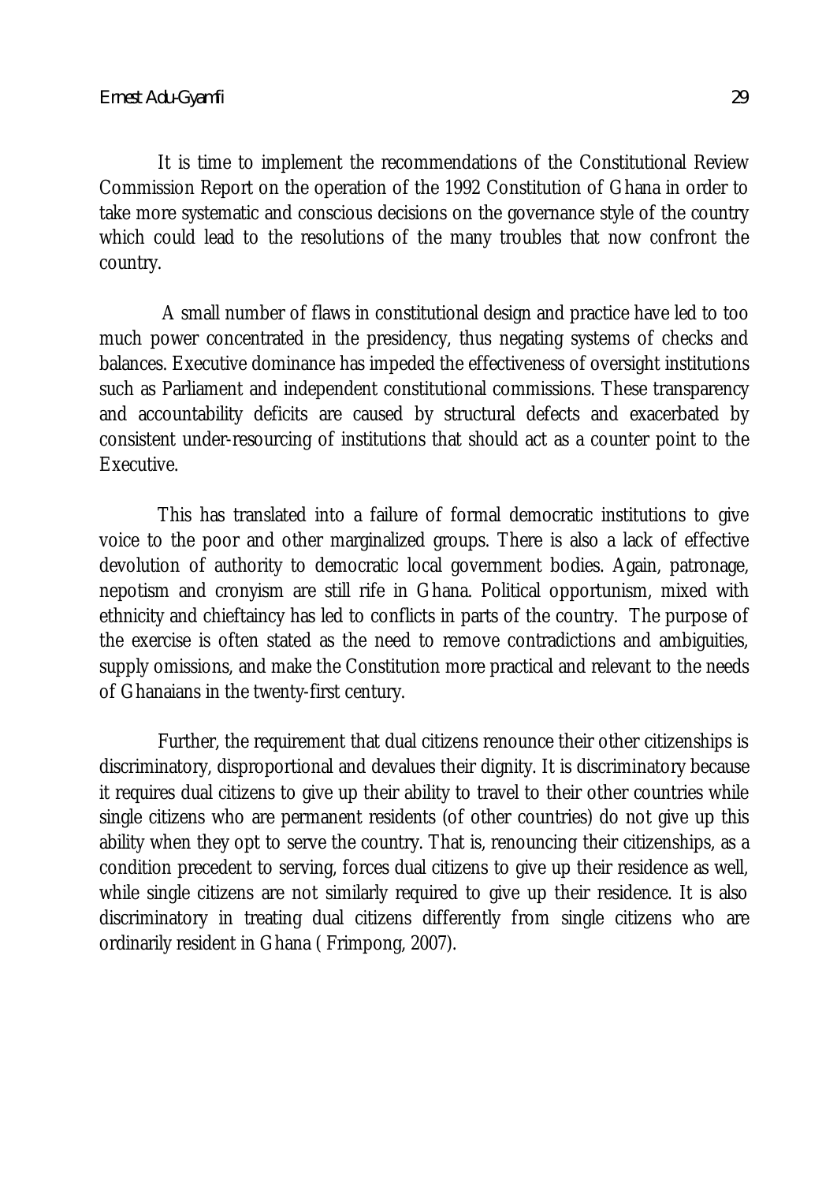It is time to implement the recommendations of the Constitutional Review Commission Report on the operation of the 1992 Constitution of Ghana in order to take more systematic and conscious decisions on the governance style of the country which could lead to the resolutions of the many troubles that now confront the country.

A small number of flaws in constitutional design and practice have led to too much power concentrated in the presidency, thus negating systems of checks and balances. Executive dominance has impeded the effectiveness of oversight institutions such as Parliament and independent constitutional commissions. These transparency and accountability deficits are caused by structural defects and exacerbated by consistent under-resourcing of institutions that should act as a counter point to the Executive.

This has translated into a failure of formal democratic institutions to give voice to the poor and other marginalized groups. There is also a lack of effective devolution of authority to democratic local government bodies. Again, patronage, nepotism and cronyism are still rife in Ghana. Political opportunism, mixed with ethnicity and chieftaincy has led to conflicts in parts of the country. The purpose of the exercise is often stated as the need to remove contradictions and ambiguities, supply omissions, and make the Constitution more practical and relevant to the needs of Ghanaians in the twenty-first century.

Further, the requirement that dual citizens renounce their other citizenships is discriminatory, disproportional and devalues their dignity. It is discriminatory because it requires dual citizens to give up their ability to travel to their other countries while single citizens who are permanent residents (of other countries) do not give up this ability when they opt to serve the country. That is, renouncing their citizenships, as a condition precedent to serving, forces dual citizens to give up their residence as well, while single citizens are not similarly required to give up their residence. It is also discriminatory in treating dual citizens differently from single citizens who are ordinarily resident in Ghana ( Frimpong, 2007).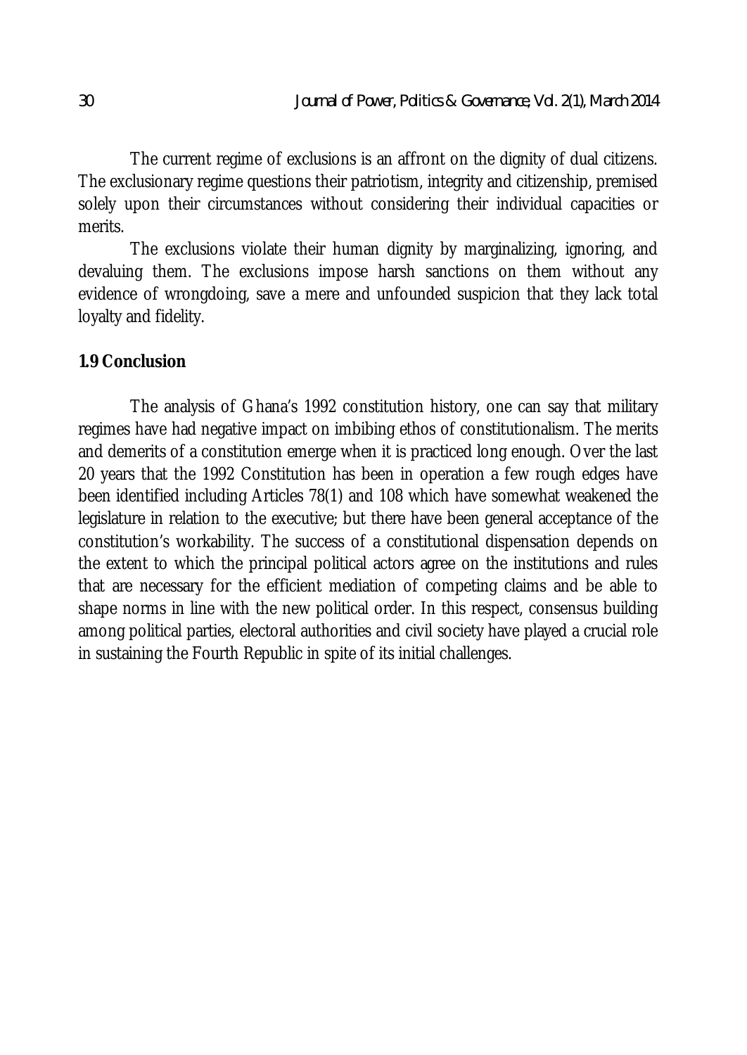The current regime of exclusions is an affront on the dignity of dual citizens. The exclusionary regime questions their patriotism, integrity and citizenship, premised solely upon their circumstances without considering their individual capacities or merits.

The exclusions violate their human dignity by marginalizing, ignoring, and devaluing them. The exclusions impose harsh sanctions on them without any evidence of wrongdoing, save a mere and unfounded suspicion that they lack total loyalty and fidelity.

## 1.9 Conclusion

The analysis of Ghana's 1992 constitution history, one can say that military regimes have had negative impact on imbibing ethos of constitutionalism. The merits and demerits of a constitution emerge when it is practiced long enough. Over the last 20 years that the 1992 Constitution has been in operation a few rough edges have been identified including Articles 78(1) and 108 which have somewhat weakened the legislature in relation to the executive; but there have been general acceptance of the constitution's workability. The success of a constitutional dispensation depends on the extent to which the principal political actors agree on the institutions and rules that are necessary for the efficient mediation of competing claims and be able to shape norms in line with the new political order. In this respect, consensus building among political parties, electoral authorities and civil society have played a crucial role in sustaining the Fourth Republic in spite of its initial challenges.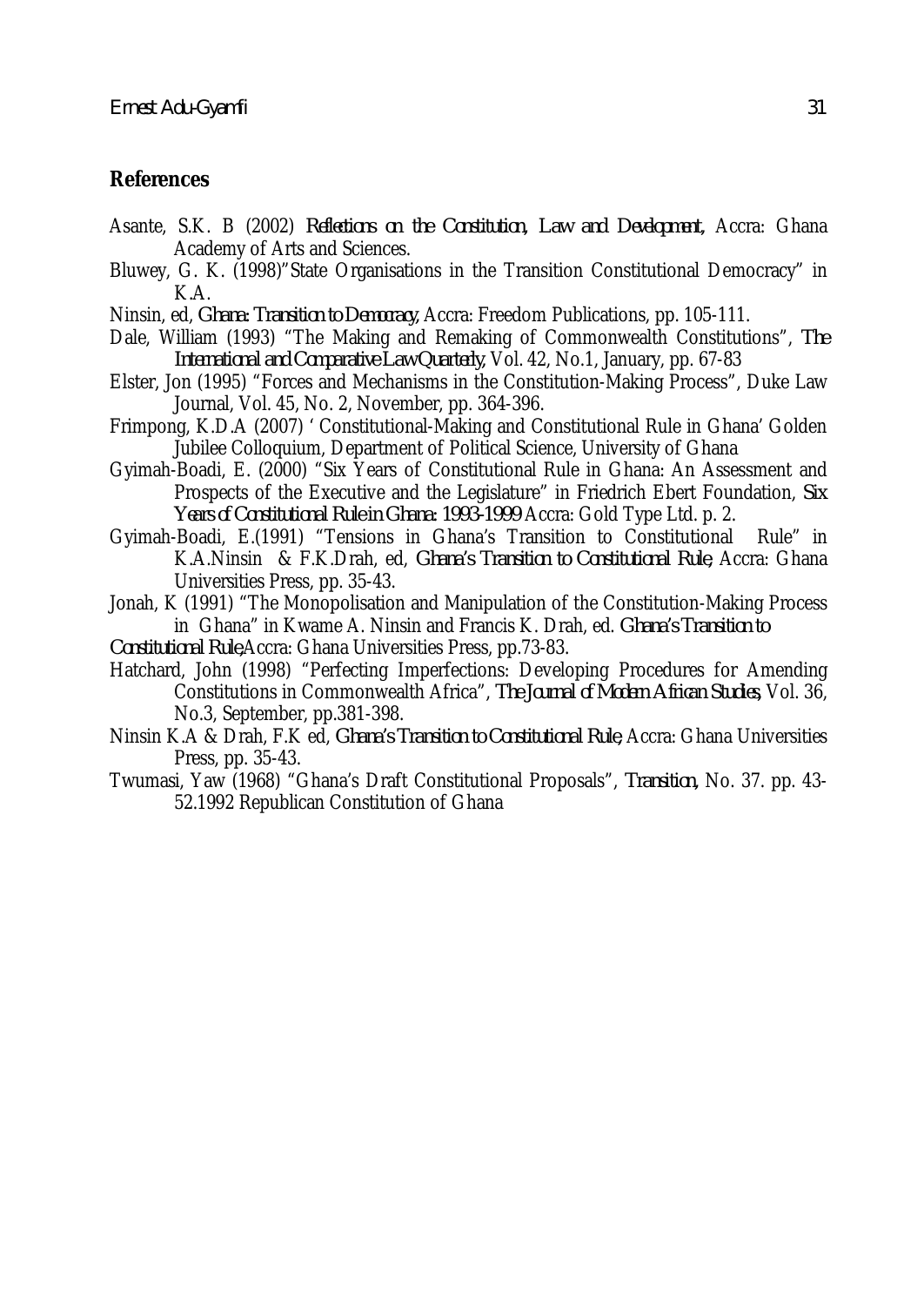## References

Asante, S.K. B (2002) *Reflections on the Constitution, Law and Development*, Accra: Ghana Academy of Arts and Sciences.

Bluwey, G. K. (1998)"State Organisations in the Transition Constitutional Democracy" in K.A.

Ninsin, ed, *Ghana: Transition to Democracy*, Accra: Freedom Publications, pp. 105-111.

Dale, William (1993) "The Making and Remaking of Commonwealth Constitutions", *The International and Comparative Law Quarterly*, Vol. 42, No.1, January, pp. 67-83

Elster, Jon (1995) "Forces and Mechanisms in the Constitution-Making Process", Duke Law Journal, Vol. 45, No. 2, November, pp. 364-396.

Frimpong, K.D.A (2007) ' Constitutional-Making and Constitutional Rule in Ghana' Golden Jubilee Colloquium, Department of Political Science, University of Ghana

Gyimah-Boadi, E. (2000) "Six Years of Constitutional Rule in Ghana: An Assessment and Prospects of the Executive and the Legislature" in Friedrich Ebert Foundation, *Six Years of Constitutional Rule in Ghana: 1993-1999* Accra: Gold Type Ltd. p. 2.

Gyimah-Boadi, E.(1991) "Tensions in Ghana's Transition to Constitutional Rule" in K.A.Ninsin & F.K.Drah, ed, *Ghana's Transition to Constitutional Rule*, Accra: Ghana Universities Press, pp. 35-43.

Jonah, K (1991) "The Monopolisation and Manipulation of the Constitution-Making Process in Ghana" in Kwame A. Ninsin and Francis K. Drah, ed. *Ghana's Transition to Constitutional Rule*,Accra: Ghana Universities Press, pp.73-83.

Hatchard, John (1998) "Perfecting Imperfections: Developing Procedures for Amending Constitutions in Commonwealth Africa", *The Journal of Modern African Studies*, Vol. 36, No.3, September, pp.381-398.

Ninsin K.A & Drah, F.K ed, *Ghana's Transition to Constitutional Rule*, Accra: Ghana Universities Press, pp. 35-43.

Twumasi, Yaw (1968) "Ghana's Draft Constitutional Proposals", *Transition*, No. 37. pp. 43-52.1992 Republican Constitution of Ghana